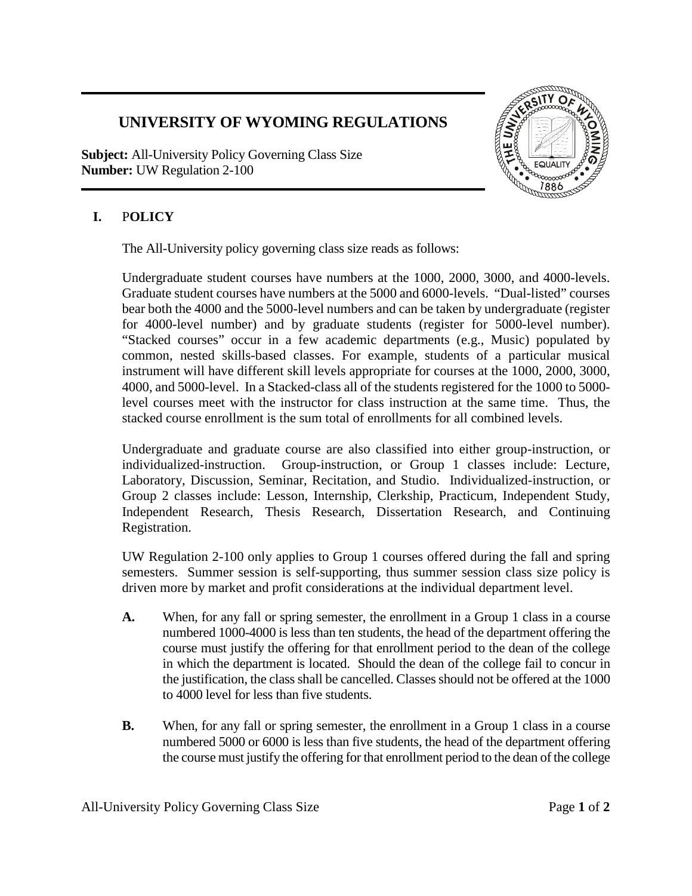# UNIVERSITY OF WYOMING REGULATIONS

**Subject:** All-University Policy Governing Class Size
**Number:** UW Regulation 2-100

## I. POLICY

The All-University policy governing class size reads as follows:

Undergraduate student courses have numbers at the 1000, 2000, 3000, and 4000-levels. Graduate student courses have numbers at the 5000 and 6000-levels. "Dual-listed" courses bear both the 4000 and the 5000-level numbers and can be taken by undergraduate (register for 4000-level number) and by graduate students (register for 5000-level number). "Stacked courses" occur in a few academic departments (e.g., Music) populated by common, nested skills-based classes. For example, students of a particular musical instrument will have different skill levels appropriate for courses at the 1000, 2000, 3000, 4000, and 5000-level. In a Stacked-class all of the students registered for the 1000 to 5000-level courses meet with the instructor for class instruction at the same time. Thus, the stacked course enrollment is the sum total of enrollments for all combined levels.

Undergraduate and graduate course are also classified into either group-instruction, or individualized-instruction. Group-instruction, or Group 1 classes include: Lecture, Laboratory, Discussion, Seminar, Recitation, and Studio. Individualized-instruction, or Group 2 classes include: Lesson, Internship, Clerkship, Practicum, Independent Study, Independent Research, Thesis Research, Dissertation Research, and Continuing Registration.

UW Regulation 2-100 only applies to Group 1 courses offered during the fall and spring semesters. Summer session is self-supporting, thus summer session class size policy is driven more by market and profit considerations at the individual department level.

**A.** When, for any fall or spring semester, the enrollment in a Group 1 class in a course numbered 1000-4000 is less than ten students, the head of the department offering the course must justify the offering for that enrollment period to the dean of the college in which the department is located. Should the dean of the college fail to concur in the justification, the class shall be cancelled. Classes should not be offered at the 1000 to 4000 level for less than five students.

**B.** When, for any fall or spring semester, the enrollment in a Group 1 class in a course numbered 5000 or 6000 is less than five students, the head of the department offering the course must justify the offering for that enrollment period to the dean of the college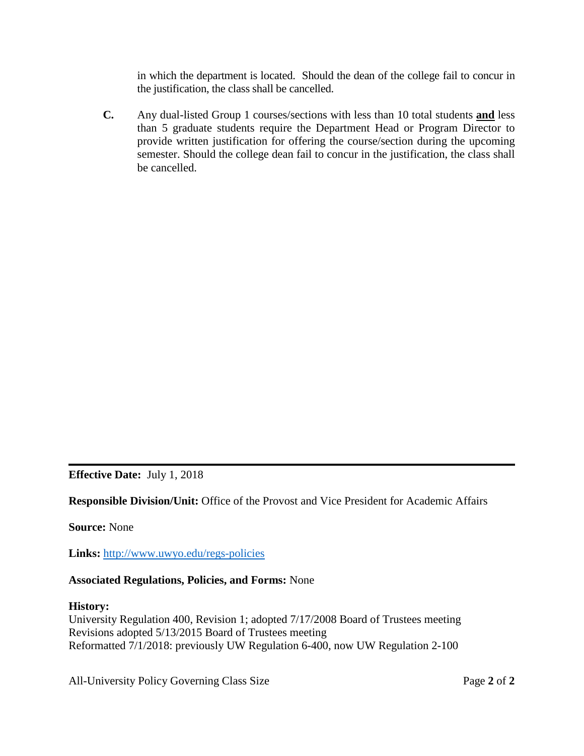in which the department is located. Should the dean of the college fail to concur in the justification, the class shall be cancelled.

**C.** Any dual-listed Group 1 courses/sections with less than 10 total students **and** less than 5 graduate students require the Department Head or Program Director to provide written justification for offering the course/section during the upcoming semester. Should the college dean fail to concur in the justification, the class shall be cancelled.

---

**Effective Date:** July 1, 2018

**Responsible Division/Unit:** Office of the Provost and Vice President for Academic Affairs

**Source:** None

**Links:** [http://www.uwyo.edu/regs-policies](http://www.uwyo.edu/regs-policies)

**Associated Regulations, Policies, and Forms:** None

**History:**
University Regulation 400, Revision 1; adopted 7/17/2008 Board of Trustees meeting
Revisions adopted 5/13/2015 Board of Trustees meeting
Reformatted 7/1/2018: previously UW Regulation 6-400, now UW Regulation 2-100